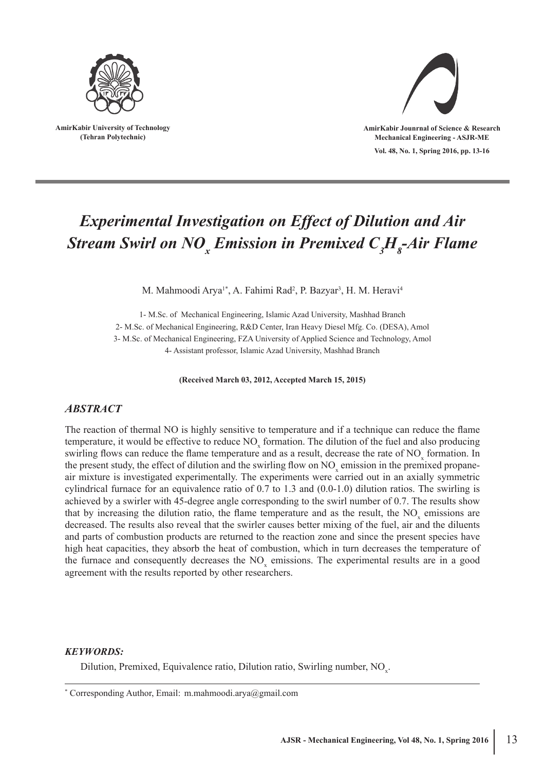AmirKabir University of Technology
(Tehran Polytechnic)

AmirKabir Jounrnal of Science & Research
Mechanical Engineering - ASJR-ME

Vol. 48, No. 1, Spring 2016, pp. 13-16

# *Experimental Investigation on Effect of Dilution and Air Stream Swirl on $NO_x$ Emission in Premixed $C_3H_8$-Air Flame*

M. Mahmoodi Arya[1*], A. Fahimi Rad[2], P. Bazyar[3], H. M. Heravi[4]

1- M.Sc. of Mechanical Engineering, Islamic Azad University, Mashhad Branch
2- M.Sc. of Mechanical Engineering, R&D Center, Iran Heavy Diesel Mfg. Co. (DESA), Amol
3- M.Sc. of Mechanical Engineering, FZA University of Applied Science and Technology, Amol
4- Assistant professor, Islamic Azad University, Mashhad Branch

**(Received March 03, 2012, Accepted March 15, 2015)**

## *ABSTRACT*

The reaction of thermal NO is highly sensitive to temperature and if a technique can reduce the flame temperature, it would be effective to reduce $NO_x$ formation. The dilution of the fuel and also producing swirling flows can reduce the flame temperature and as a result, decrease the rate of $NO_x$ formation. In the present study, the effect of dilution and the swirling flow on $NO_x$ emission in the premixed propane-air mixture is investigated experimentally. The experiments were carried out in an axially symmetric cylindrical furnace for an equivalence ratio of 0.7 to 1.3 and (0.0-1.0) dilution ratios. The swirling is achieved by a swirler with 45-degree angle corresponding to the swirl number of 0.7. The results show that by increasing the dilution ratio, the flame temperature and as the result, the $NO_x$ emissions are decreased. The results also reveal that the swirler causes better mixing of the fuel, air and the diluents and parts of combustion products are returned to the reaction zone and since the present species have high heat capacities, they absorb the heat of combustion, which in turn decreases the temperature of the furnace and consequently decreases the $NO_x$ emissions. The experimental results are in a good agreement with the results reported by other researchers.

### *KEYWORDS:*

Dilution, Premixed, Equivalence ratio, Dilution ratio, Swirling number, $NO_x$.

---

[*] Corresponding Author, Email: m.mahmoodi.arya@gmail.com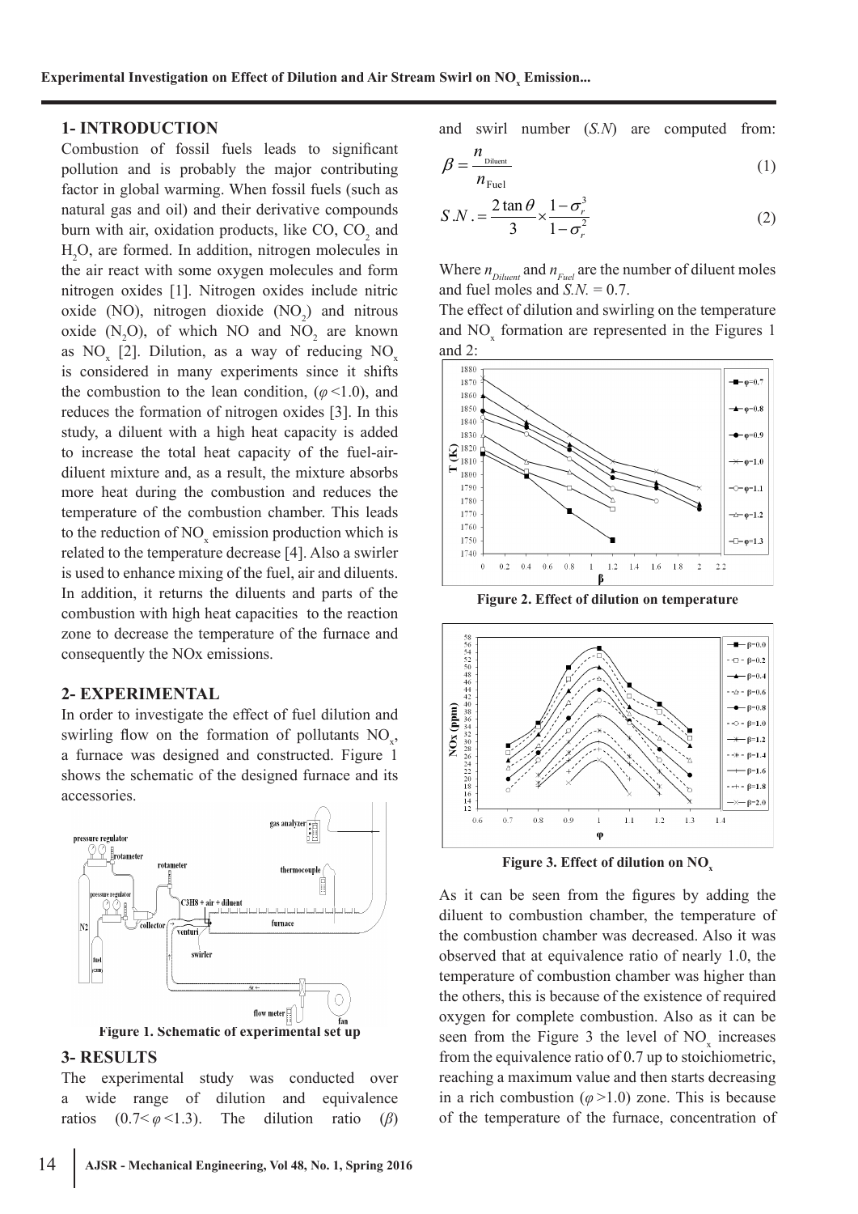## 1- INTRODUCTION

Combustion of fossil fuels leads to significant pollution and is probably the major contributing factor in global warming. When fossil fuels (such as natural gas and oil) and their derivative compounds burn with air, oxidation products, like CO, $CO_2$ and $H_2O$, are formed. In addition, nitrogen molecules in the air react with some oxygen molecules and form nitrogen oxides [1]. Nitrogen oxides include nitric oxide (NO), nitrogen dioxide ($NO_2$) and nitrous oxide ($N_2O$), of which NO and $NO_2$ are known as $NO_x$ [2]. Dilution, as a way of reducing $NO_x$ is considered in many experiments since it shifts the combustion to the lean condition, ($\varphi$ <1.0), and reduces the formation of nitrogen oxides [3]. In this study, a diluent with a high heat capacity is added to increase the total heat capacity of the fuel-air-diluent mixture and, as a result, the mixture absorbs more heat during the combustion and reduces the temperature of the combustion chamber. This leads to the reduction of $NO_x$ emission production which is related to the temperature decrease [4]. Also a swirler is used to enhance mixing of the fuel, air and diluents. In addition, it returns the diluents and parts of the combustion with high heat capacities to the reaction zone to decrease the temperature of the furnace and consequently the NOx emissions.

## 2- EXPERIMENTAL

In order to investigate the effect of fuel dilution and swirling flow on the formation of pollutants $NO_x$, a furnace was designed and constructed. Figure 1 shows the schematic of the designed furnace and its accessories.

**Figure 1. Schematic of experimental set up**

## 3- RESULTS

The experimental study was conducted over a wide range of dilution and equivalence ratios ($0.7< \varphi <1.3$). The dilution ratio ($\beta$) and swirl number ($S.N$) are computed from:

$$\beta = \frac{n_{\text{Diluent}}}{n_{\text{Fuel}}} \quad (1)$$

$$S.N. = \frac{2\tan\theta}{3} \times \frac{1-\sigma_r^3}{1-\sigma_r^2} \quad (2)$$

Where $n_{Diluent}$ and $n_{Fuel}$ are the number of diluent moles and fuel moles and $S.N. = 0.7$.

The effect of dilution and swirling on the temperature and $NO_x$ formation are represented in the Figures 1 and 2:

**Figure 2. Effect of dilution on temperature**

**Figure 3. Effect of dilution on $NO_x$**

As it can be seen from the figures by adding the diluent to combustion chamber, the temperature of the combustion chamber was decreased. Also it was observed that at equivalence ratio of nearly 1.0, the temperature of combustion chamber was higher than the others, this is because of the existence of required oxygen for complete combustion. Also as it can be seen from the Figure 3 the level of $NO_x$ increases from the equivalence ratio of 0.7 up to stoichiometric, reaching a maximum value and then starts decreasing in a rich combustion ($\varphi$ >1.0) zone. This is because of the temperature of the furnace, concentration of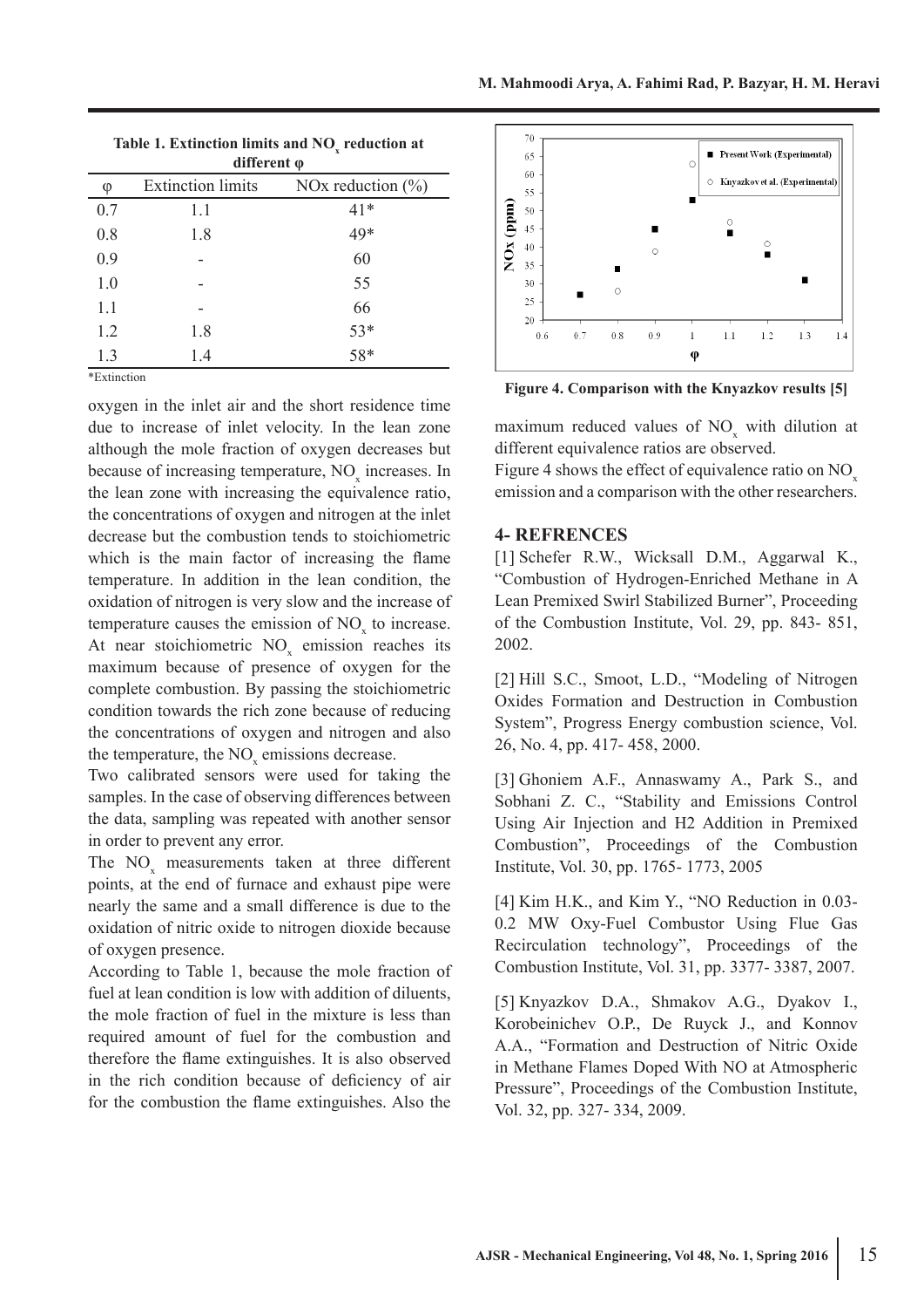**Table 1. Extinction limits and $NO_x$ reduction at different φ**

| φ | Extinction limits | NOx reduction (%) |
|---|---|---|
| 0.7 | 1.1 | 41* |
| 0.8 | 1.8 | 49* |
| 0.9 | - | 60 |
| 1.0 | - | 55 |
| 1.1 | - | 66 |
| 1.2 | 1.8 | 53* |
| 1.3 | 1.4 | 58* |

*Extinction

oxygen in the inlet air and the short residence time due to increase of inlet velocity. In the lean zone although the mole fraction of oxygen decreases but because of increasing temperature, $NO_x$ increases. In the lean zone with increasing the equivalence ratio, the concentrations of oxygen and nitrogen at the inlet decrease but the combustion tends to stoichiometric which is the main factor of increasing the flame temperature. In addition in the lean condition, the oxidation of nitrogen is very slow and the increase of temperature causes the emission of $NO_x$ to increase. At near stoichiometric $NO_x$ emission reaches its maximum because of presence of oxygen for the complete combustion. By passing the stoichiometric condition towards the rich zone because of reducing the concentrations of oxygen and nitrogen and also the temperature, the $NO_x$ emissions decrease.

Two calibrated sensors were used for taking the samples. In the case of observing differences between the data, sampling was repeated with another sensor in order to prevent any error.

The $NO_x$ measurements taken at three different points, at the end of furnace and exhaust pipe were nearly the same and a small difference is due to the oxidation of nitric oxide to nitrogen dioxide because of oxygen presence.

According to Table 1, because the mole fraction of fuel at lean condition is low with addition of diluents, the mole fraction of fuel in the mixture is less than required amount of fuel for the combustion and therefore the flame extinguishes. It is also observed in the rich condition because of deficiency of air for the combustion the flame extinguishes. Also the maximum reduced values of $NO_x$ with dilution at different equivalence ratios are observed.

Figure 4 shows the effect of equivalence ratio on $NO_x$ emission and a comparison with the other researchers.

NOx (ppm)
70
65
60
55
50
45
40
35
30
25
20
0.6 0.7 0.8 0.9 1 1.1 1.2 1.3 1.4
φ
Present Work (Experimental)
Knyazkov et al. (Experimental)

**Figure 4. Comparison with the Knyazkov results [5]**

## 4- REFRENCES

[1] Schefer R.W., Wicksall D.M., Aggarwal K., "Combustion of Hydrogen-Enriched Methane in A Lean Premixed Swirl Stabilized Burner", Proceeding of the Combustion Institute, Vol. 29, pp. 843- 851, 2002.

[2] Hill S.C., Smoot, L.D., "Modeling of Nitrogen Oxides Formation and Destruction in Combustion System", Progress Energy combustion science, Vol. 26, No. 4, pp. 417- 458, 2000.

[3] Ghoniem A.F., Annaswamy A., Park S., and Sobhani Z. C., "Stability and Emissions Control Using Air Injection and H2 Addition in Premixed Combustion", Proceedings of the Combustion Institute, Vol. 30, pp. 1765- 1773, 2005

[4] Kim H.K., and Kim Y., "NO Reduction in 0.03-0.2 MW Oxy-Fuel Combustor Using Flue Gas Recirculation technology", Proceedings of the Combustion Institute, Vol. 31, pp. 3377- 3387, 2007.

[5] Knyazkov D.A., Shmakov A.G., Dyakov I., Korobeinichev O.P., De Ruyck J., and Konnov A.A., "Formation and Destruction of Nitric Oxide in Methane Flames Doped With NO at Atmospheric Pressure", Proceedings of the Combustion Institute, Vol. 32, pp. 327- 334, 2009.